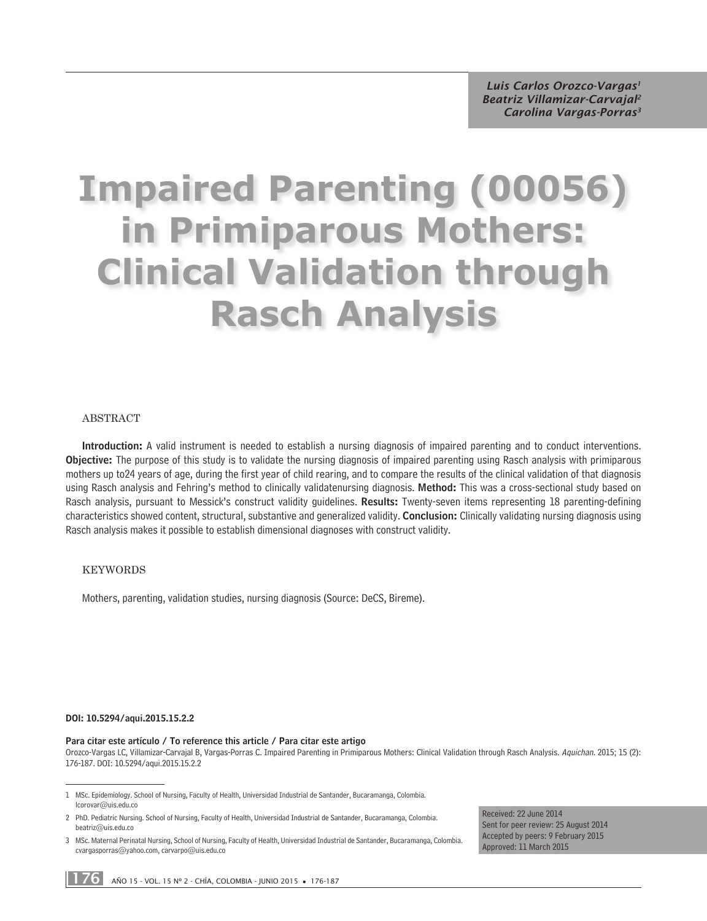Luis Carlos Orozco-Vargas[1]
Beatriz Villamizar-Carvajal[2]
Carolina Vargas-Porras[3]

# Impaired Parenting (00056) in Primiparous Mothers: Clinical Validation through Rasch Analysis

## ABSTRACT

**Introduction:** A valid instrument is needed to establish a nursing diagnosis of impaired parenting and to conduct interventions. **Objective:** The purpose of this study is to validate the nursing diagnosis of impaired parenting using Rasch analysis with primiparous mothers up to24 years of age, during the first year of child rearing, and to compare the results of the clinical validation of that diagnosis using Rasch analysis and Fehring's method to clinically validatenursing diagnosis. **Method:** This was a cross-sectional study based on Rasch analysis, pursuant to Messick's construct validity guidelines. **Results:** Twenty-seven items representing 18 parenting-defining characteristics showed content, structural, substantive and generalized validity. **Conclusion:** Clinically validating nursing diagnosis using Rasch analysis makes it possible to establish dimensional diagnoses with construct validity.

## KEYWORDS

Mothers, parenting, validation studies, nursing diagnosis (Source: DeCS, Bireme).

**DOI: 10.5294/aqui.2015.15.2.2**

**Para citar este artículo / To reference this article / Para citar este artigo**
Orozco-Vargas LC, Villamizar-Carvajal B, Vargas-Porras C. Impaired Parenting in Primiparous Mothers: Clinical Validation through Rasch Analysis. *Aquichan.* 2015; 15 (2): 176-187. DOI: 10.5294/aqui.2015.15.2.2

1 MSc. Epidemiology. School of Nursing, Faculty of Health, Universidad Industrial de Santander, Bucaramanga, Colombia. lcorovar@uis.edu.co

2 PhD. Pediatric Nursing. School of Nursing, Faculty of Health, Universidad Industrial de Santander, Bucaramanga, Colombia. beatriz@uis.edu.co

3 MSc. Maternal Perinatal Nursing, School of Nursing, Faculty of Health, Universidad Industrial de Santander, Bucaramanga, Colombia. cvargasporras@yahoo.com, carvarpo@uis.edu.co

Received: 22 June 2014
Sent for peer review: 25 August 2014
Accepted by peers: 9 February 2015
Approved: 11 March 2015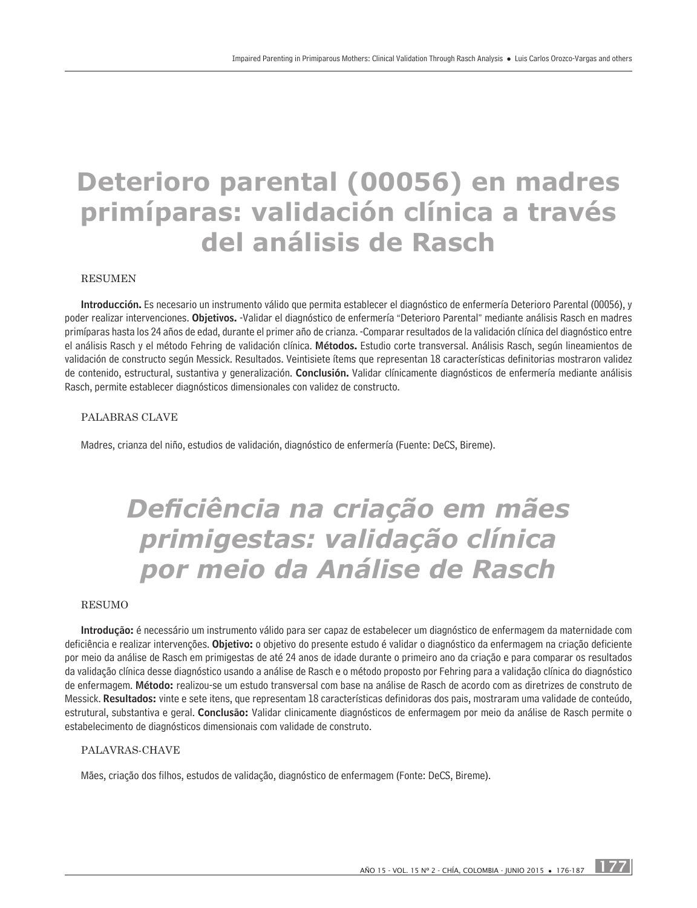# Deterioro parental (00056) en madres primíparas: validación clínica a través del análisis de Rasch

RESUMEN

**Introducción.** Es necesario un instrumento válido que permita establecer el diagnóstico de enfermería Deterioro Parental (00056), y poder realizar intervenciones. **Objetivos.** -Validar el diagnóstico de enfermería "Deterioro Parental" mediante análisis Rasch en madres primíparas hasta los 24 años de edad, durante el primer año de crianza. -Comparar resultados de la validación clínica del diagnóstico entre el análisis Rasch y el método Fehring de validación clínica. **Métodos.** Estudio corte transversal. Análisis Rasch, según lineamientos de validación de constructo según Messick. Resultados. Veintisiete ítems que representan 18 características definitorias mostraron validez de contenido, estructural, sustantiva y generalización. **Conclusión.** Validar clínicamente diagnósticos de enfermería mediante análisis Rasch, permite establecer diagnósticos dimensionales con validez de constructo.

PALABRAS CLAVE

Madres, crianza del niño, estudios de validación, diagnóstico de enfermería (Fuente: DeCS, Bireme).

# *Deficiência na criação em mães primigestas: validação clínica por meio da Análise de Rasch*

RESUMO

**Introdução:** é necessário um instrumento válido para ser capaz de estabelecer um diagnóstico de enfermagem da maternidade com deficiência e realizar intervenções. **Objetivo:** o objetivo do presente estudo é validar o diagnóstico da enfermagem na criação deficiente por meio da análise de Rasch em primigestas de até 24 anos de idade durante o primeiro ano da criação e para comparar os resultados da validação clínica desse diagnóstico usando a análise de Rasch e o método proposto por Fehring para a validação clínica do diagnóstico de enfermagem. **Método:** realizou-se um estudo transversal com base na análise de Rasch de acordo com as diretrizes de construto de Messick. **Resultados:** vinte e sete itens, que representam 18 características definidoras dos pais, mostraram uma validade de conteúdo, estrutural, substantiva e geral. **Conclusão:** Validar clinicamente diagnósticos de enfermagem por meio da análise de Rasch permite o estabelecimento de diagnósticos dimensionais com validade de construto.

PALAVRAS-CHAVE

Mães, criação dos filhos, estudos de validação, diagnóstico de enfermagem (Fonte: DeCS, Bireme).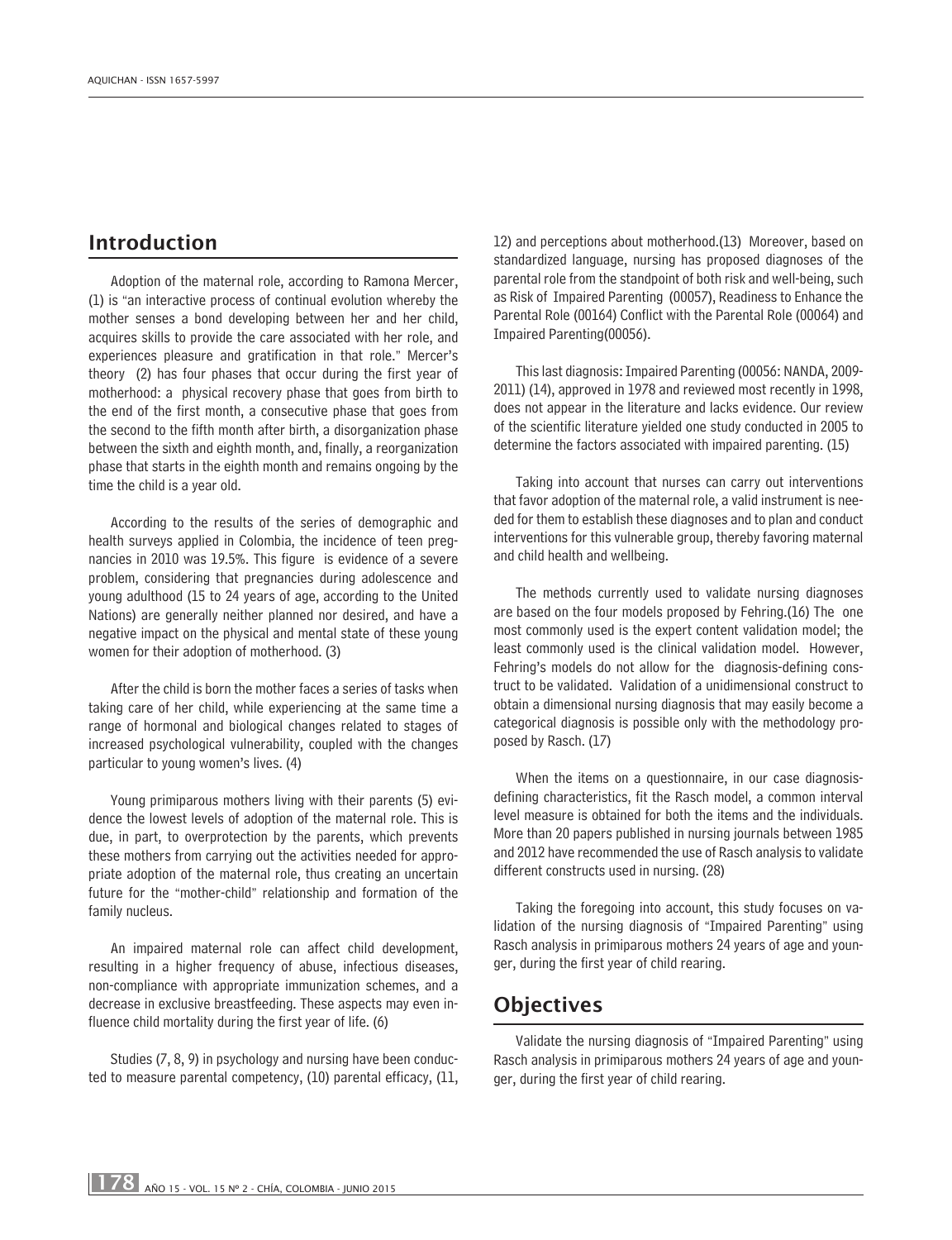## Introduction

Adoption of the maternal role, according to Ramona Mercer, (1) is "an interactive process of continual evolution whereby the mother senses a bond developing between her and her child, acquires skills to provide the care associated with her role, and experiences pleasure and gratification in that role." Mercer's theory (2) has four phases that occur during the first year of motherhood: a physical recovery phase that goes from birth to the end of the first month, a consecutive phase that goes from the second to the fifth month after birth, a disorganization phase between the sixth and eighth month, and, finally, a reorganization phase that starts in the eighth month and remains ongoing by the time the child is a year old.

According to the results of the series of demographic and health surveys applied in Colombia, the incidence of teen pregnancies in 2010 was 19.5%. This figure is evidence of a severe problem, considering that pregnancies during adolescence and young adulthood (15 to 24 years of age, according to the United Nations) are generally neither planned nor desired, and have a negative impact on the physical and mental state of these young women for their adoption of motherhood. (3)

After the child is born the mother faces a series of tasks when taking care of her child, while experiencing at the same time a range of hormonal and biological changes related to stages of increased psychological vulnerability, coupled with the changes particular to young women's lives. (4)

Young primiparous mothers living with their parents (5) evidence the lowest levels of adoption of the maternal role. This is due, in part, to overprotection by the parents, which prevents these mothers from carrying out the activities needed for appropriate adoption of the maternal role, thus creating an uncertain future for the "mother-child" relationship and formation of the family nucleus.

An impaired maternal role can affect child development, resulting in a higher frequency of abuse, infectious diseases, non-compliance with appropriate immunization schemes, and a decrease in exclusive breastfeeding. These aspects may even influence child mortality during the first year of life. (6)

Studies (7, 8, 9) in psychology and nursing have been conducted to measure parental competency, (10) parental efficacy, (11, 12) and perceptions about motherhood.(13) Moreover, based on standardized language, nursing has proposed diagnoses of the parental role from the standpoint of both risk and well-being, such as Risk of Impaired Parenting (00057), Readiness to Enhance the Parental Role (00164) Conflict with the Parental Role (00064) and Impaired Parenting(00056).

This last diagnosis: Impaired Parenting (00056: NANDA, 2009-2011) (14), approved in 1978 and reviewed most recently in 1998, does not appear in the literature and lacks evidence. Our review of the scientific literature yielded one study conducted in 2005 to determine the factors associated with impaired parenting. (15)

Taking into account that nurses can carry out interventions that favor adoption of the maternal role, a valid instrument is needed for them to establish these diagnoses and to plan and conduct interventions for this vulnerable group, thereby favoring maternal and child health and wellbeing.

The methods currently used to validate nursing diagnoses are based on the four models proposed by Fehring.(16) The one most commonly used is the expert content validation model; the least commonly used is the clinical validation model. However, Fehring's models do not allow for the diagnosis-defining construct to be validated. Validation of a unidimensional construct to obtain a dimensional nursing diagnosis that may easily become a categorical diagnosis is possible only with the methodology proposed by Rasch. (17)

When the items on a questionnaire, in our case diagnosis-defining characteristics, fit the Rasch model, a common interval level measure is obtained for both the items and the individuals. More than 20 papers published in nursing journals between 1985 and 2012 have recommended the use of Rasch analysis to validate different constructs used in nursing. (28)

Taking the foregoing into account, this study focuses on validation of the nursing diagnosis of "Impaired Parenting" using Rasch analysis in primiparous mothers 24 years of age and younger, during the first year of child rearing.

## Objectives

Validate the nursing diagnosis of "Impaired Parenting" using Rasch analysis in primiparous mothers 24 years of age and younger, during the first year of child rearing.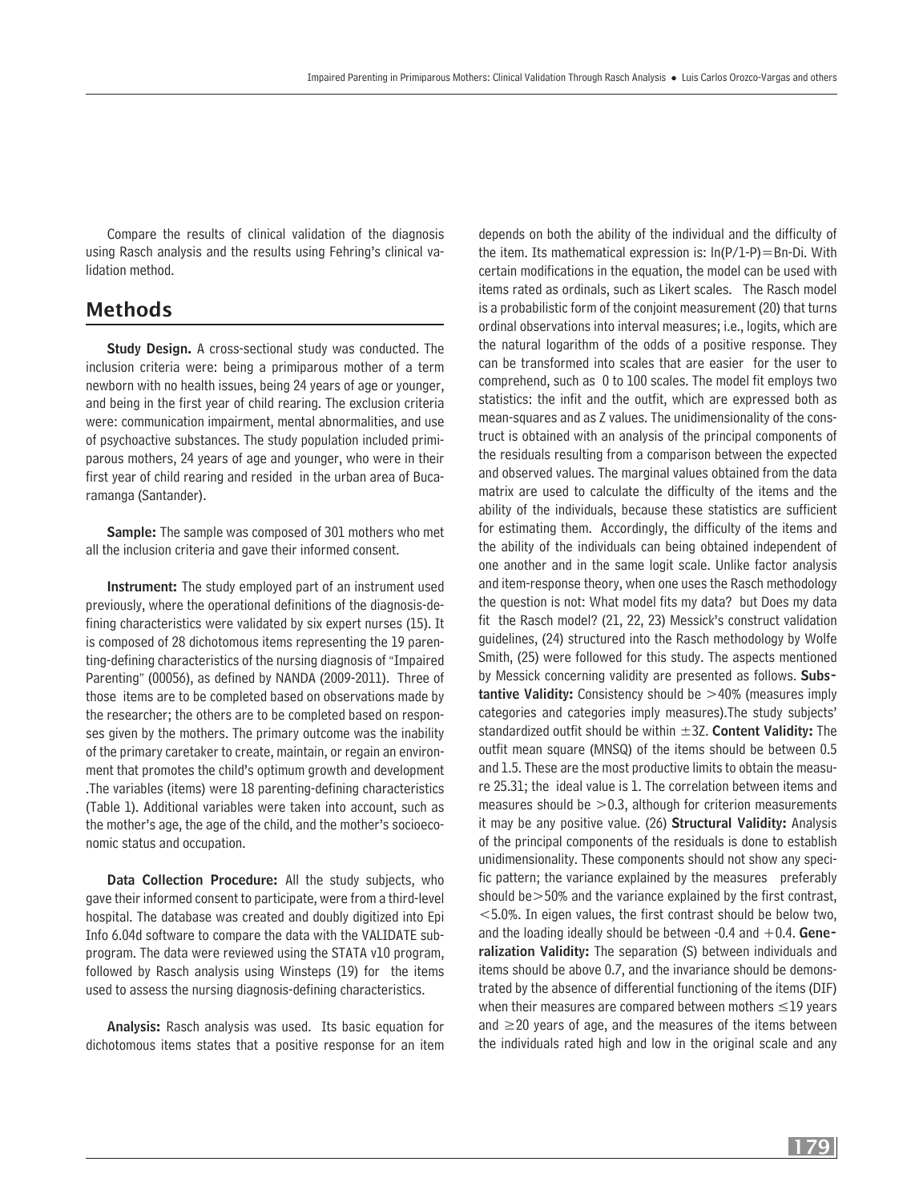Compare the results of clinical validation of the diagnosis using Rasch analysis and the results using Fehring's clinical validation method.

## Methods

**Study Design.** A cross-sectional study was conducted. The inclusion criteria were: being a primiparous mother of a term newborn with no health issues, being 24 years of age or younger, and being in the first year of child rearing. The exclusion criteria were: communication impairment, mental abnormalities, and use of psychoactive substances. The study population included primiparous mothers, 24 years of age and younger, who were in their first year of child rearing and resided in the urban area of Bucaramanga (Santander).

**Sample:** The sample was composed of 301 mothers who met all the inclusion criteria and gave their informed consent.

**Instrument:** The study employed part of an instrument used previously, where the operational definitions of the diagnosis-defining characteristics were validated by six expert nurses (15). It is composed of 28 dichotomous items representing the 19 parenting-defining characteristics of the nursing diagnosis of "Impaired Parenting" (00056), as defined by NANDA (2009-2011). Three of those items are to be completed based on observations made by the researcher; the others are to be completed based on responses given by the mothers. The primary outcome was the inability of the primary caretaker to create, maintain, or regain an environment that promotes the child's optimum growth and development .The variables (items) were 18 parenting-defining characteristics (Table 1). Additional variables were taken into account, such as the mother's age, the age of the child, and the mother's socioeconomic status and occupation.

**Data Collection Procedure:** All the study subjects, who gave their informed consent to participate, were from a third-level hospital. The database was created and doubly digitized into Epi Info 6.04d software to compare the data with the VALIDATE subprogram. The data were reviewed using the STATA v10 program, followed by Rasch analysis using Winsteps (19) for the items used to assess the nursing diagnosis-defining characteristics.

**Analysis:** Rasch analysis was used. Its basic equation for dichotomous items states that a positive response for an item depends on both the ability of the individual and the difficulty of the item. Its mathematical expression is: $\ln(P/1\text{-}P) = Bn\text{-}Di$. With certain modifications in the equation, the model can be used with items rated as ordinals, such as Likert scales. The Rasch model is a probabilistic form of the conjoint measurement (20) that turns ordinal observations into interval measures; i.e., logits, which are the natural logarithm of the odds of a positive response. They can be transformed into scales that are easier for the user to comprehend, such as 0 to 100 scales. The model fit employs two statistics: the infit and the outfit, which are expressed both as mean-squares and as Z values. The unidimensionality of the construct is obtained with an analysis of the principal components of the residuals resulting from a comparison between the expected and observed values. The marginal values obtained from the data matrix are used to calculate the difficulty of the items and the ability of the individuals, because these statistics are sufficient for estimating them. Accordingly, the difficulty of the items and the ability of the individuals can being obtained independent of one another and in the same logit scale. Unlike factor analysis and item-response theory, when one uses the Rasch methodology the question is not: What model fits my data? but Does my data fit the Rasch model? (21, 22, 23) Messick's construct validation guidelines, (24) structured into the Rasch methodology by Wolfe Smith, (25) were followed for this study. The aspects mentioned by Messick concerning validity are presented as follows. **Substantive Validity:** Consistency should be >40% (measures imply categories and categories imply measures).The study subjects' standardized outfit should be within ±3Z. **Content Validity:** The outfit mean square (MNSQ) of the items should be between 0.5 and 1.5. These are the most productive limits to obtain the measure 25.31; the ideal value is 1. The correlation between items and measures should be >0.3, although for criterion measurements it may be any positive value. (26) **Structural Validity:** Analysis of the principal components of the residuals is done to establish unidimensionality. These components should not show any specific pattern; the variance explained by the measures preferably should be>50% and the variance explained by the first contrast, <5.0%. In eigen values, the first contrast should be below two, and the loading ideally should be between -0.4 and +0.4. **Generalization Validity:** The separation (S) between individuals and items should be above 0.7, and the invariance should be demonstrated by the absence of differential functioning of the items (DIF) when their measures are compared between mothers ≤19 years and ≥20 years of age, and the measures of the items between the individuals rated high and low in the original scale and any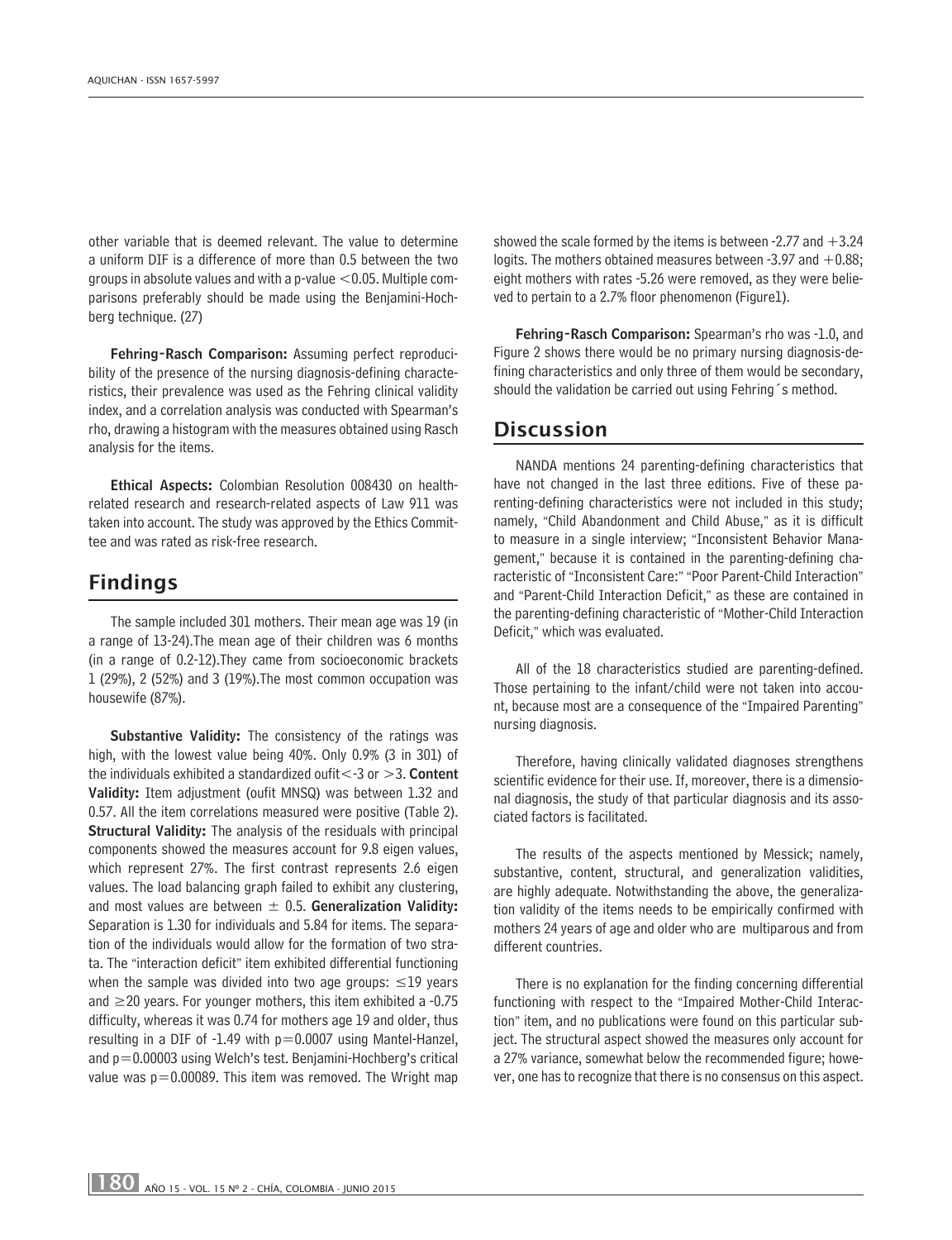other variable that is deemed relevant. The value to determine a uniform DIF is a difference of more than 0.5 between the two groups in absolute values and with a p-value <0.05. Multiple comparisons preferably should be made using the Benjamini-Hochberg technique. (27)

**Fehring-Rasch Comparison:** Assuming perfect reproducibility of the presence of the nursing diagnosis-defining characteristics, their prevalence was used as the Fehring clinical validity index, and a correlation analysis was conducted with Spearman's rho, drawing a histogram with the measures obtained using Rasch analysis for the items.

**Ethical Aspects:** Colombian Resolution 008430 on health-related research and research-related aspects of Law 911 was taken into account. The study was approved by the Ethics Committee and was rated as risk-free research.

## Findings

The sample included 301 mothers. Their mean age was 19 (in a range of 13-24).The mean age of their children was 6 months (in a range of 0.2-12).They came from socioeconomic brackets 1 (29%), 2 (52%) and 3 (19%).The most common occupation was housewife (87%).

**Substantive Validity:** The consistency of the ratings was high, with the lowest value being 40%. Only 0.9% (3 in 301) of the individuals exhibited a standardized oufit<-3 or >3. **Content Validity:** Item adjustment (oufit MNSQ) was between 1.32 and 0.57. All the item correlations measured were positive (Table 2). **Structural Validity:** The analysis of the residuals with principal components showed the measures account for 9.8 eigen values, which represent 27%. The first contrast represents 2.6 eigen values. The load balancing graph failed to exhibit any clustering, and most values are between ± 0.5. **Generalization Validity:** Separation is 1.30 for individuals and 5.84 for items. The separation of the individuals would allow for the formation of two strata. The "interaction deficit" item exhibited differential functioning when the sample was divided into two age groups: ≤19 years and ≥20 years. For younger mothers, this item exhibited a -0.75 difficulty, whereas it was 0.74 for mothers age 19 and older, thus resulting in a DIF of -1.49 with p=0.0007 using Mantel-Hanzel, and p=0.00003 using Welch's test. Benjamini-Hochberg's critical value was p=0.00089. This item was removed. The Wright map showed the scale formed by the items is between -2.77 and +3.24 logits. The mothers obtained measures between -3.97 and +0.88; eight mothers with rates -5.26 were removed, as they were believed to pertain to a 2.7% floor phenomenon (Figure1).

**Fehring-Rasch Comparison:** Spearman's rho was -1.0, and Figure 2 shows there would be no primary nursing diagnosis-defining characteristics and only three of them would be secondary, should the validation be carried out using Fehring´s method.

## Discussion

NANDA mentions 24 parenting-defining characteristics that have not changed in the last three editions. Five of these parenting-defining characteristics were not included in this study; namely, "Child Abandonment and Child Abuse," as it is difficult to measure in a single interview; "Inconsistent Behavior Management," because it is contained in the parenting-defining characteristic of "Inconsistent Care:" "Poor Parent-Child Interaction" and "Parent-Child Interaction Deficit," as these are contained in the parenting-defining characteristic of "Mother-Child Interaction Deficit," which was evaluated.

All of the 18 characteristics studied are parenting-defined. Those pertaining to the infant/child were not taken into account, because most are a consequence of the "Impaired Parenting" nursing diagnosis.

Therefore, having clinically validated diagnoses strengthens scientific evidence for their use. If, moreover, there is a dimensional diagnosis, the study of that particular diagnosis and its associated factors is facilitated.

The results of the aspects mentioned by Messick; namely, substantive, content, structural, and generalization validities, are highly adequate. Notwithstanding the above, the generalization validity of the items needs to be empirically confirmed with mothers 24 years of age and older who are multiparous and from different countries.

There is no explanation for the finding concerning differential functioning with respect to the "Impaired Mother-Child Interaction" item, and no publications were found on this particular subject. The structural aspect showed the measures only account for a 27% variance, somewhat below the recommended figure; however, one has to recognize that there is no consensus on this aspect.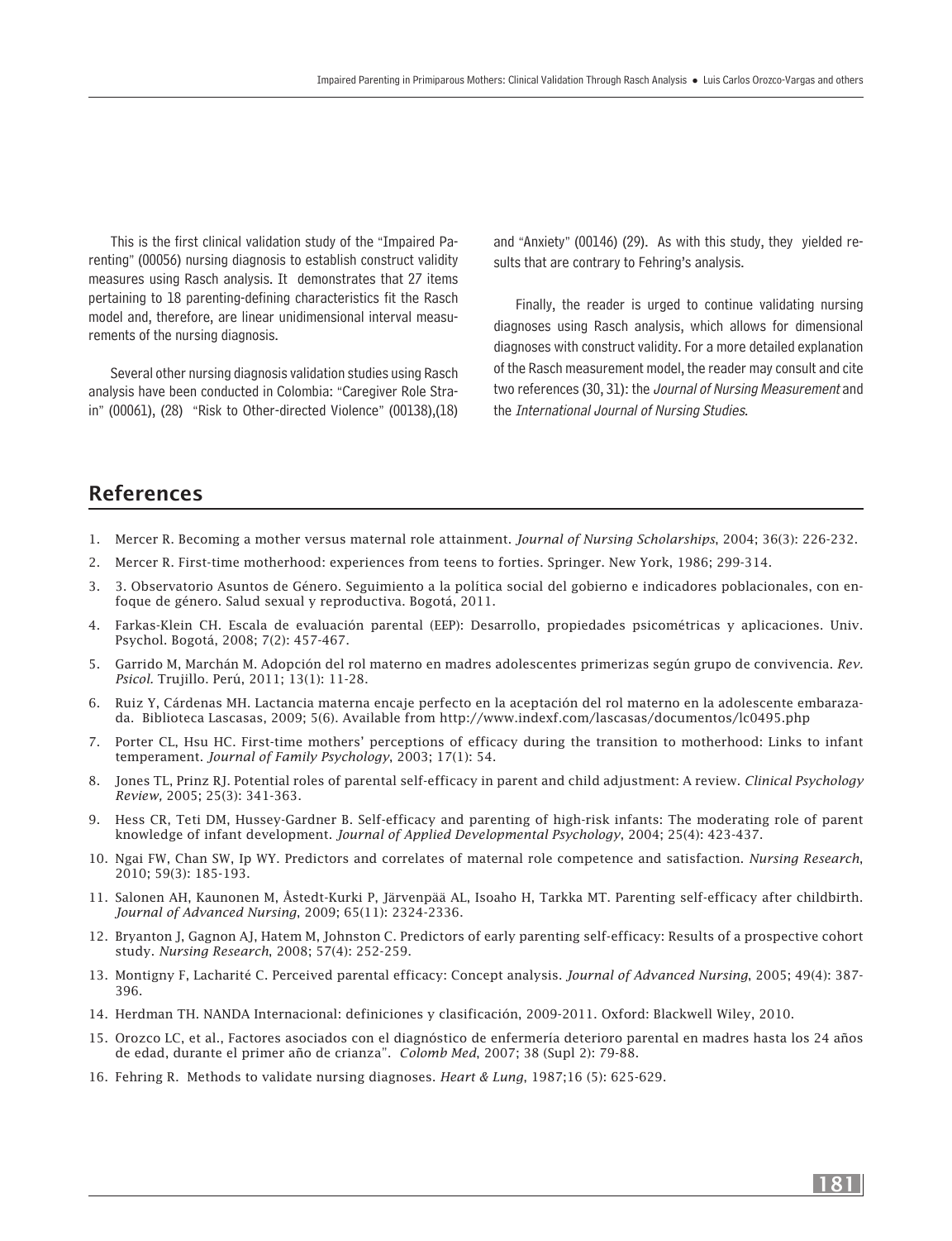This is the first clinical validation study of the "Impaired Parenting" (00056) nursing diagnosis to establish construct validity measures using Rasch analysis. It demonstrates that 27 items pertaining to 18 parenting-defining characteristics fit the Rasch model and, therefore, are linear unidimensional interval measurements of the nursing diagnosis.

Several other nursing diagnosis validation studies using Rasch analysis have been conducted in Colombia: "Caregiver Role Strain" (00061), (28) "Risk to Other-directed Violence" (00138),(18) and "Anxiety" (00146) (29). As with this study, they yielded results that are contrary to Fehring's analysis.

Finally, the reader is urged to continue validating nursing diagnoses using Rasch analysis, which allows for dimensional diagnoses with construct validity. For a more detailed explanation of the Rasch measurement model, the reader may consult and cite two references (30, 31): the *Journal of Nursing Measurement* and the *International Journal of Nursing Studies*.

## References

1. Mercer R. Becoming a mother versus maternal role attainment. *Journal of Nursing Scholarships*, 2004; 36(3): 226-232.
2. Mercer R. First-time motherhood: experiences from teens to forties. Springer. New York, 1986; 299-314.
3. 3. Observatorio Asuntos de Género. Seguimiento a la política social del gobierno e indicadores poblacionales, con enfoque de género. Salud sexual y reproductiva. Bogotá, 2011.
4. Farkas-Klein CH. Escala de evaluación parental (EEP): Desarrollo, propiedades psicométricas y aplicaciones. Univ. Psychol. Bogotá, 2008; 7(2): 457-467.
5. Garrido M, Marchán M. Adopción del rol materno en madres adolescentes primerizas según grupo de convivencia. *Rev. Psicol.* Trujillo. Perú, 2011; 13(1): 11-28.
6. Ruiz Y, Cárdenas MH. Lactancia materna encaje perfecto en la aceptación del rol materno en la adolescente embarazada. Biblioteca Lascasas, 2009; 5(6). Available from http://www.indexf.com/lascasas/documentos/lc0495.php
7. Porter CL, Hsu HC. First-time mothers' perceptions of efficacy during the transition to motherhood: Links to infant temperament. *Journal of Family Psychology*, 2003; 17(1): 54.
8. Jones TL, Prinz RJ. Potential roles of parental self-efficacy in parent and child adjustment: A review. *Clinical Psychology Review*, 2005; 25(3): 341-363.
9. Hess CR, Teti DM, Hussey-Gardner B. Self-efficacy and parenting of high-risk infants: The moderating role of parent knowledge of infant development. *Journal of Applied Developmental Psychology*, 2004; 25(4): 423-437.
10. Ngai FW, Chan SW, Ip WY. Predictors and correlates of maternal role competence and satisfaction. *Nursing Research*, 2010; 59(3): 185-193.
11. Salonen AH, Kaunonen M, Åstedt-Kurki P, Järvenpää AL, Isoaho H, Tarkka MT. Parenting self-efficacy after childbirth. *Journal of Advanced Nursing*, 2009; 65(11): 2324-2336.
12. Bryanton J, Gagnon AJ, Hatem M, Johnston C. Predictors of early parenting self-efficacy: Results of a prospective cohort study. *Nursing Research*, 2008; 57(4): 252-259.
13. Montigny F, Lacharité C. Perceived parental efficacy: Concept analysis. *Journal of Advanced Nursing*, 2005; 49(4): 387-396.
14. Herdman TH. NANDA Internacional: definiciones y clasificación, 2009-2011. Oxford: Blackwell Wiley, 2010.
15. Orozco LC, et al., Factores asociados con el diagnóstico de enfermería deterioro parental en madres hasta los 24 años de edad, durante el primer año de crianza". *Colomb Med*, 2007; 38 (Supl 2): 79-88.
16. Fehring R. Methods to validate nursing diagnoses. *Heart & Lung*, 1987;16 (5): 625-629.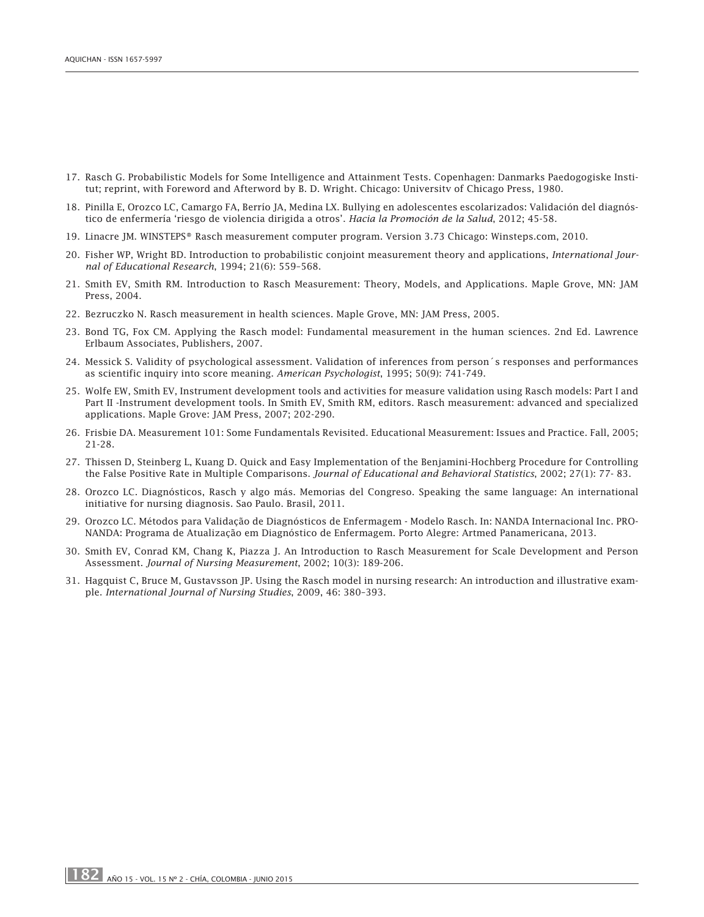17. Rasch G. Probabilistic Models for Some Intelligence and Attainment Tests. Copenhagen: Danmarks Paedogogiske Institut; reprint, with Foreword and Afterword by B. D. Wright. Chicago: Universitv of Chicago Press, 1980.

18. Pinilla E, Orozco LC, Camargo FA, Berrío JA, Medina LX. Bullying en adolescentes escolarizados: Validación del diagnóstico de enfermería 'riesgo de violencia dirigida a otros'. *Hacia la Promoción de la Salud*, 2012; 45-58.

19. Linacre JM. WINSTEPS® Rasch measurement computer program. Version 3.73 Chicago: Winsteps.com, 2010.

20. Fisher WP, Wright BD. Introduction to probabilistic conjoint measurement theory and applications, *International Journal of Educational Research*, 1994; 21(6): 559–568.

21. Smith EV, Smith RM. Introduction to Rasch Measurement: Theory, Models, and Applications. Maple Grove, MN: JAM Press, 2004.

22. Bezruczko N. Rasch measurement in health sciences. Maple Grove, MN: JAM Press, 2005.

23. Bond TG, Fox CM. Applying the Rasch model: Fundamental measurement in the human sciences. 2nd Ed. Lawrence Erlbaum Associates, Publishers, 2007.

24. Messick S. Validity of psychological assessment. Validation of inferences from person´s responses and performances as scientific inquiry into score meaning. *American Psychologist*, 1995; 50(9): 741-749.

25. Wolfe EW, Smith EV, Instrument development tools and activities for measure validation using Rasch models: Part I and Part II -Instrument development tools. In Smith EV, Smith RM, editors. Rasch measurement: advanced and specialized applications. Maple Grove: JAM Press, 2007; 202-290.

26. Frisbie DA. Measurement 101: Some Fundamentals Revisited. Educational Measurement: Issues and Practice. Fall, 2005; 21-28.

27. Thissen D, Steinberg L, Kuang D. Quick and Easy Implementation of the Benjamini-Hochberg Procedure for Controlling the False Positive Rate in Multiple Comparisons. *Journal of Educational and Behavioral Statistics*, 2002; 27(1): 77- 83.

28. Orozco LC. Diagnósticos, Rasch y algo más. Memorias del Congreso. Speaking the same language: An international initiative for nursing diagnosis. Sao Paulo. Brasil, 2011.

29. Orozco LC. Métodos para Validação de Diagnósticos de Enfermagem - Modelo Rasch. In: NANDA Internacional Inc. PRO-NANDA: Programa de Atualização em Diagnóstico de Enfermagem. Porto Alegre: Artmed Panamericana, 2013.

30. Smith EV, Conrad KM, Chang K, Piazza J. An Introduction to Rasch Measurement for Scale Development and Person Assessment. *Journal of Nursing Measurement*, 2002; 10(3): 189-206.

31. Hagquist C, Bruce M, Gustavsson JP. Using the Rasch model in nursing research: An introduction and illustrative example. *International Journal of Nursing Studies*, 2009, 46: 380–393.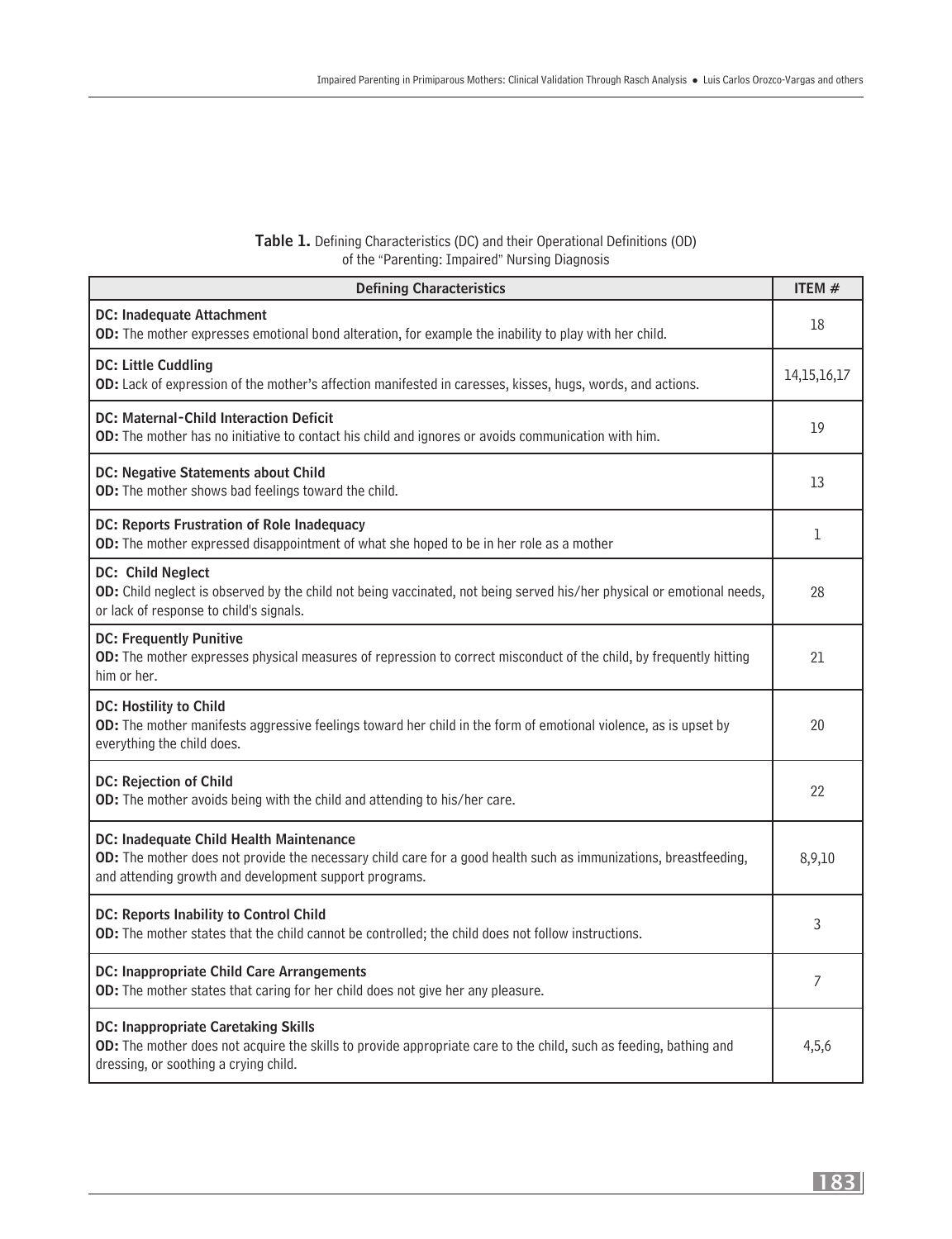**Table 1.** Defining Characteristics (DC) and their Operational Definitions (OD) of the "Parenting: Impaired" Nursing Diagnosis

| Defining Characteristics | ITEM # |
|---|---|
| **DC: Inadequate Attachment**<br>**OD:** The mother expresses emotional bond alteration, for example the inability to play with her child. | 18 |
| **DC: Little Cuddling**<br>**OD:** Lack of expression of the mother's affection manifested in caresses, kisses, hugs, words, and actions. | 14,15,16,17 |
| **DC: Maternal-Child Interaction Deficit**<br>**OD:** The mother has no initiative to contact his child and ignores or avoids communication with him. | 19 |
| **DC: Negative Statements about Child**<br>**OD:** The mother shows bad feelings toward the child. | 13 |
| **DC: Reports Frustration of Role Inadequacy**<br>**OD:** The mother expressed disappointment of what she hoped to be in her role as a mother | 1 |
| **DC: Child Neglect**<br>**OD:** Child neglect is observed by the child not being vaccinated, not being served his/her physical or emotional needs, or lack of response to child's signals. | 28 |
| **DC: Frequently Punitive**<br>**OD:** The mother expresses physical measures of repression to correct misconduct of the child, by frequently hitting him or her. | 21 |
| **DC: Hostility to Child**<br>**OD:** The mother manifests aggressive feelings toward her child in the form of emotional violence, as is upset by everything the child does. | 20 |
| **DC: Rejection of Child**<br>**OD:** The mother avoids being with the child and attending to his/her care. | 22 |
| **DC: Inadequate Child Health Maintenance**<br>**OD:** The mother does not provide the necessary child care for a good health such as immunizations, breastfeeding, and attending growth and development support programs. | 8,9,10 |
| **DC: Reports Inability to Control Child**<br>**OD:** The mother states that the child cannot be controlled; the child does not follow instructions. | 3 |
| **DC: Inappropriate Child Care Arrangements**<br>**OD:** The mother states that caring for her child does not give her any pleasure. | 7 |
| **DC: Inappropriate Caretaking Skills**<br>**OD:** The mother does not acquire the skills to provide appropriate care to the child, such as feeding, bathing and dressing, or soothing a crying child. | 4,5,6 |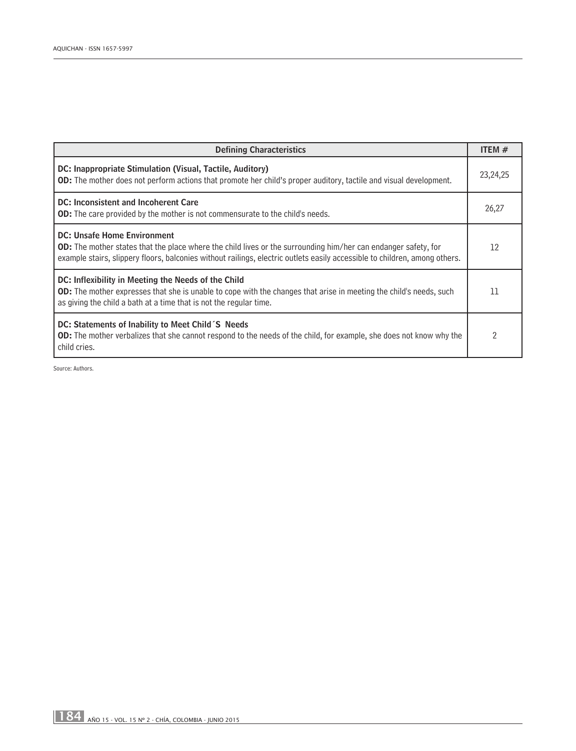| Defining Characteristics | ITEM # |
|---|---|
| **DC: Inappropriate Stimulation (Visual, Tactile, Auditory)** **OD:** The mother does not perform actions that promote her child's proper auditory, tactile and visual development. | 23,24,25 |
| **DC: Inconsistent and Incoherent Care** **OD:** The care provided by the mother is not commensurate to the child's needs. | 26,27 |
| **DC: Unsafe Home Environment** **OD:** The mother states that the place where the child lives or the surrounding him/her can endanger safety, for example stairs, slippery floors, balconies without railings, electric outlets easily accessible to children, among others. | 12 |
| **DC: Inflexibility in Meeting the Needs of the Child** **OD:** The mother expresses that she is unable to cope with the changes that arise in meeting the child's needs, such as giving the child a bath at a time that is not the regular time. | 11 |
| **DC: Statements of Inability to Meet Child´S Needs** **OD:** The mother verbalizes that she cannot respond to the needs of the child, for example, she does not know why the child cries. | 2 |

Source: Authors.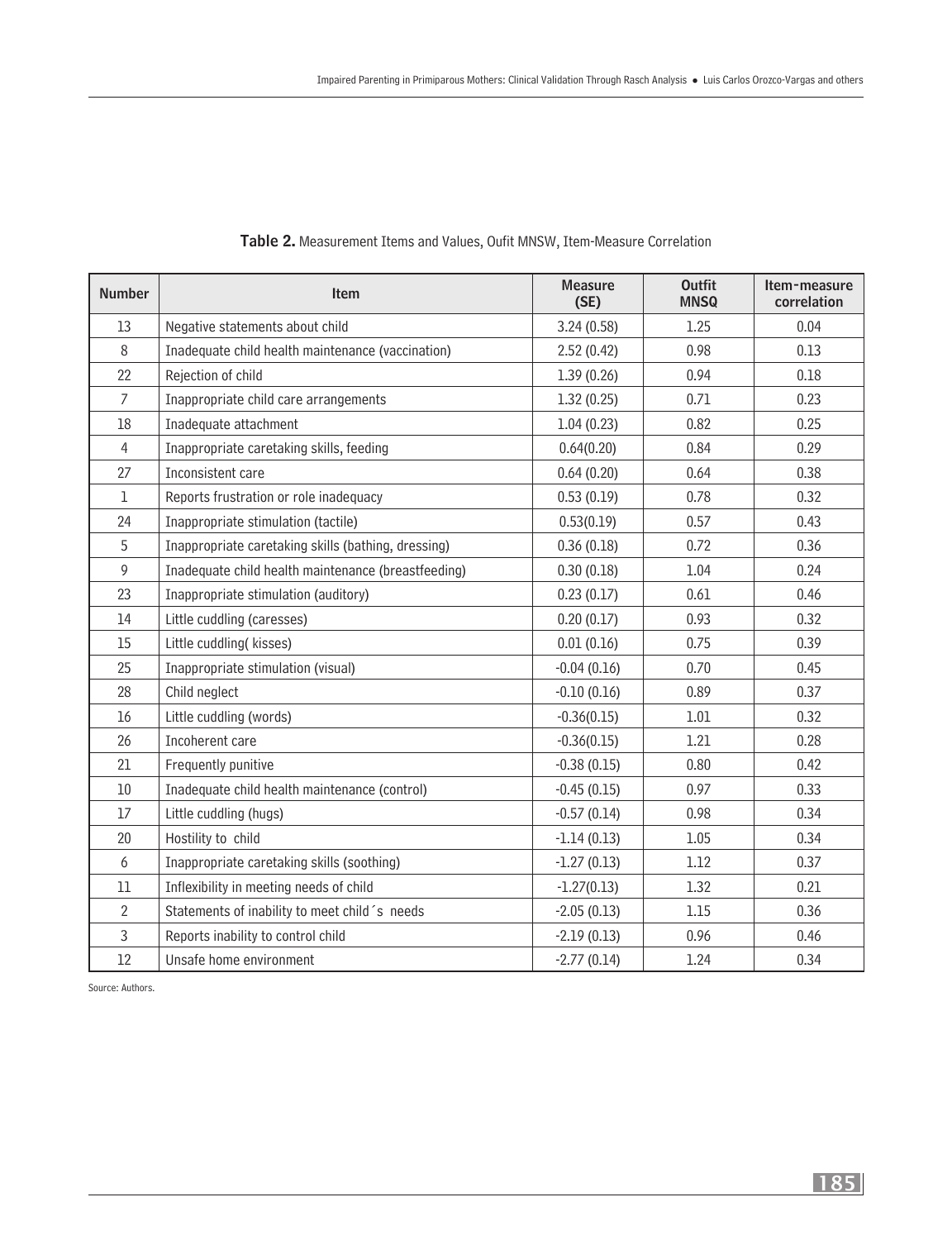**Table 2.** Measurement Items and Values, Oufit MNSW, Item-Measure Correlation

| Number | Item | Measure (SE) | Outfit MNSQ | Item-measure correlation |
|---|---|---|---|---|
| 13 | Negative statements about child | 3.24 (0.58) | 1.25 | 0.04 |
| 8 | Inadequate child health maintenance (vaccination) | 2.52 (0.42) | 0.98 | 0.13 |
| 22 | Rejection of child | 1.39 (0.26) | 0.94 | 0.18 |
| 7 | Inappropriate child care arrangements | 1.32 (0.25) | 0.71 | 0.23 |
| 18 | Inadequate attachment | 1.04 (0.23) | 0.82 | 0.25 |
| 4 | Inappropriate caretaking skills, feeding | 0.64(0.20) | 0.84 | 0.29 |
| 27 | Inconsistent care | 0.64 (0.20) | 0.64 | 0.38 |
| 1 | Reports frustration or role inadequacy | 0.53 (0.19) | 0.78 | 0.32 |
| 24 | Inappropriate stimulation (tactile) | 0.53(0.19) | 0.57 | 0.43 |
| 5 | Inappropriate caretaking skills (bathing, dressing) | 0.36 (0.18) | 0.72 | 0.36 |
| 9 | Inadequate child health maintenance (breastfeeding) | 0.30 (0.18) | 1.04 | 0.24 |
| 23 | Inappropriate stimulation (auditory) | 0.23 (0.17) | 0.61 | 0.46 |
| 14 | Little cuddling (caresses) | 0.20 (0.17) | 0.93 | 0.32 |
| 15 | Little cuddling( kisses) | 0.01 (0.16) | 0.75 | 0.39 |
| 25 | Inappropriate stimulation (visual) | -0.04 (0.16) | 0.70 | 0.45 |
| 28 | Child neglect | -0.10 (0.16) | 0.89 | 0.37 |
| 16 | Little cuddling (words) | -0.36(0.15) | 1.01 | 0.32 |
| 26 | Incoherent care | -0.36(0.15) | 1.21 | 0.28 |
| 21 | Frequently punitive | -0.38 (0.15) | 0.80 | 0.42 |
| 10 | Inadequate child health maintenance (control) | -0.45 (0.15) | 0.97 | 0.33 |
| 17 | Little cuddling (hugs) | -0.57 (0.14) | 0.98 | 0.34 |
| 20 | Hostility to child | -1.14 (0.13) | 1.05 | 0.34 |
| 6 | Inappropriate caretaking skills (soothing) | -1.27 (0.13) | 1.12 | 0.37 |
| 11 | Inflexibility in meeting needs of child | -1.27(0.13) | 1.32 | 0.21 |
| 2 | Statements of inability to meet child´s needs | -2.05 (0.13) | 1.15 | 0.36 |
| 3 | Reports inability to control child | -2.19 (0.13) | 0.96 | 0.46 |
| 12 | Unsafe home environment | -2.77 (0.14) | 1.24 | 0.34 |

Source: Authors.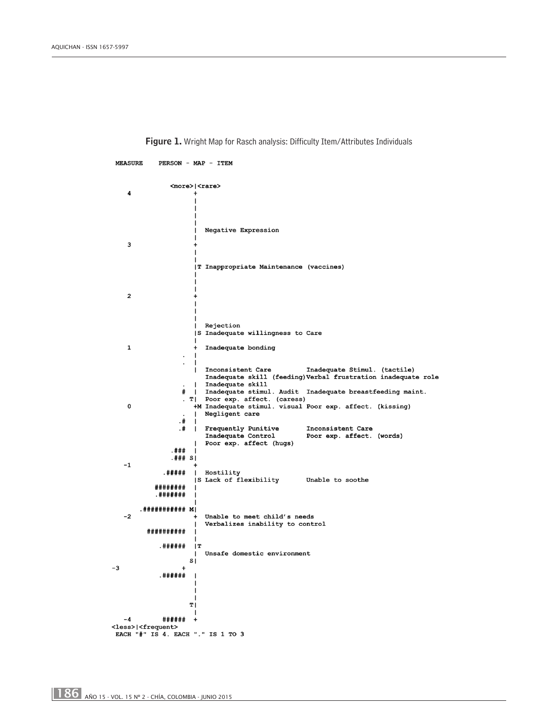**Figure 1.** Wright Map for Rasch analysis: Difficulty Item/Attributes Individuals

```
 MEASURE    PERSON - MAP - ITEM

              <more>|<rare>
    4               +
                    |
                    |
                    |
                    |
                    |  Negative Expression
                    |
    3               +
                    |
                    |
                    |T Inappropriate Maintenance (vaccines)
                    |
                    |
                    |
    2               +
                    |
                    |
                    |
                    |  Rejection
                    |S Inadequate willingness to Care
                    |
    1               +  Inadequate bonding
                  . |
                  . |
                    |  Inconsistent Care         Inadequate Stimul. (tactile)
                       Inadequate skill (feeding)Verbal frustration inadequate role
                  . |  Inadequate skill
                  # |  Inadequate stimul. Audit  Inadequate breastfeeding maint.
                  . T| Poor exp. affect. (caress)
    0               +M Inadequate stimul. visual Poor exp. affect. (kissing)
                  . |  Negligent care
                 .# |
                 .# |  Frequently Punitive       Inconsistent Care
                       Inadequate Control        Poor exp. affect. (words)
                    |  Poor exp. affect (hugs)
               .### |
               .### S|
   -1               +
             .##### |  Hostility
                    |S Lack of flexibility       Unable to soothe
           ######## |
           .####### |
                    |
       .########### M|
   -2               +  Unable to meet child's needs
                    |  Verbalizes inability to control
         ########## |
                    |
             .######|T
                    |  Unsafe domestic environment
                   S|
-3                +
             .######|
                    |
                    |
                    |
                   T|
                    |
   -4        ###### +
<less>|<frequent>
 EACH "#" IS 4. EACH "." IS 1 TO 3
```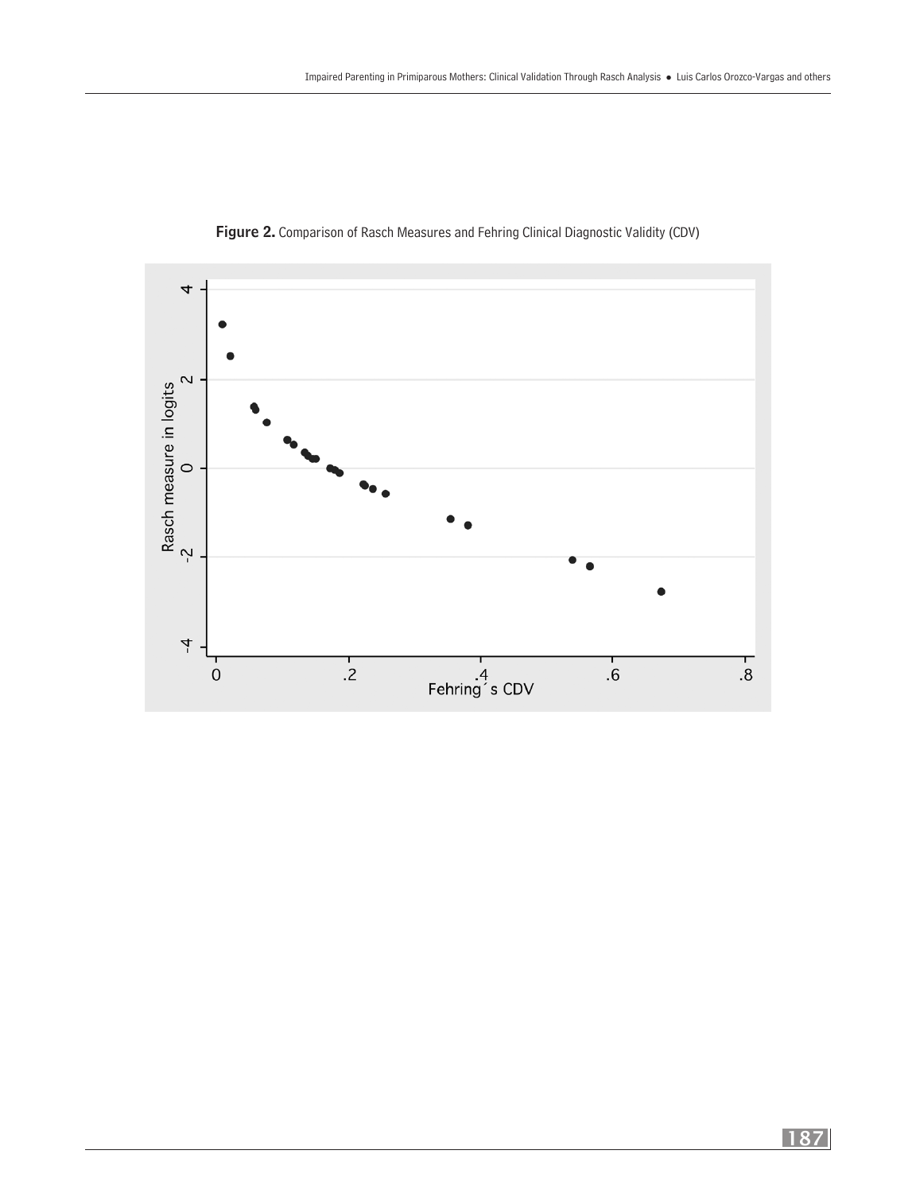**Figure 2.** Comparison of Rasch Measures and Fehring Clinical Diagnostic Validity (CDV)

Rasch measure in logits

4

2

0

-2

-4

0

.2

.4

.6

.8

Fehring´s CDV